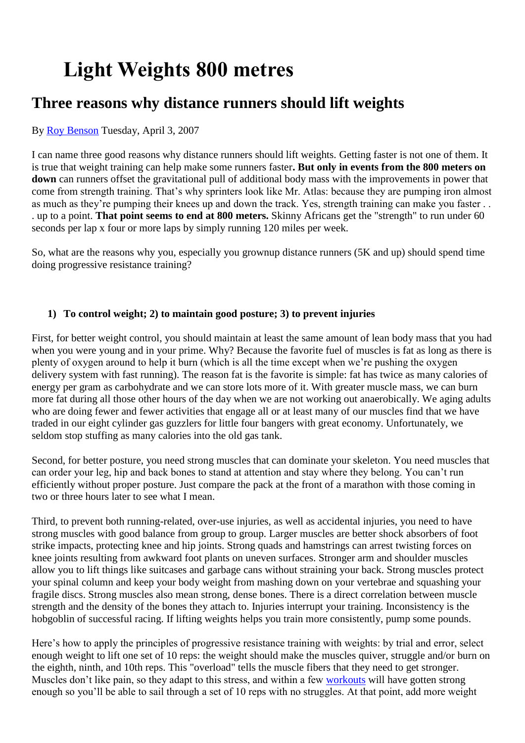# Light Weights 800 metres

## Three reasons why distance runners should lift weights

By Roy Benson Tuesday, April 3, 2007

I can name three good reasons why distance runners should lift weights. Getting faster is not one of them. It is true that weight training can help make some runners faster**. But only in events from the 800 meters on down** can runners offset the gravitational pull of additional body mass with the improvements in power that come from strength training. That's why sprinters look like Mr. Atlas: because they are pumping iron almost as much as they're pumping their knees up and down the track. Yes, strength training can make you faster . . . up to a point. **That point seems to end at 800 meters.** Skinny Africans get the "strength" to run under 60 seconds per lap x four or more laps by simply running 120 miles per week.

So, what are the reasons why you, especially you grownup distance runners (5K and up) should spend time doing progressive resistance training?

1) **To control weight; 2) to maintain good posture; 3) to prevent injuries**

First, for better weight control, you should maintain at least the same amount of lean body mass that you had when you were young and in your prime. Why? Because the favorite fuel of muscles is fat as long as there is plenty of oxygen around to help it burn (which is all the time except when we're pushing the oxygen delivery system with fast running). The reason fat is the favorite is simple: fat has twice as many calories of energy per gram as carbohydrate and we can store lots more of it. With greater muscle mass, we can burn more fat during all those other hours of the day when we are not working out anaerobically. We aging adults who are doing fewer and fewer activities that engage all or at least many of our muscles find that we have traded in our eight cylinder gas guzzlers for little four bangers with great economy. Unfortunately, we seldom stop stuffing as many calories into the old gas tank.

Second, for better posture, you need strong muscles that can dominate your skeleton. You need muscles that can order your leg, hip and back bones to stand at attention and stay where they belong. You can't run efficiently without proper posture. Just compare the pack at the front of a marathon with those coming in two or three hours later to see what I mean.

Third, to prevent both running-related, over-use injuries, as well as accidental injuries, you need to have strong muscles with good balance from group to group. Larger muscles are better shock absorbers of foot strike impacts, protecting knee and hip joints. Strong quads and hamstrings can arrest twisting forces on knee joints resulting from awkward foot plants on uneven surfaces. Stronger arm and shoulder muscles allow you to lift things like suitcases and garbage cans without straining your back. Strong muscles protect your spinal column and keep your body weight from mashing down on your vertebrae and squashing your fragile discs. Strong muscles also mean strong, dense bones. There is a direct correlation between muscle strength and the density of the bones they attach to. Injuries interrupt your training. Inconsistency is the hobgoblin of successful racing. If lifting weights helps you train more consistently, pump some pounds.

Here's how to apply the principles of progressive resistance training with weights: by trial and error, select enough weight to lift one set of 10 reps: the weight should make the muscles quiver, struggle and/or burn on the eighth, ninth, and 10th reps. This "overload" tells the muscle fibers that they need to get stronger. Muscles don't like pain, so they adapt to this stress, and within a few workouts will have gotten strong enough so you'll be able to sail through a set of 10 reps with no struggles. At that point, add more weight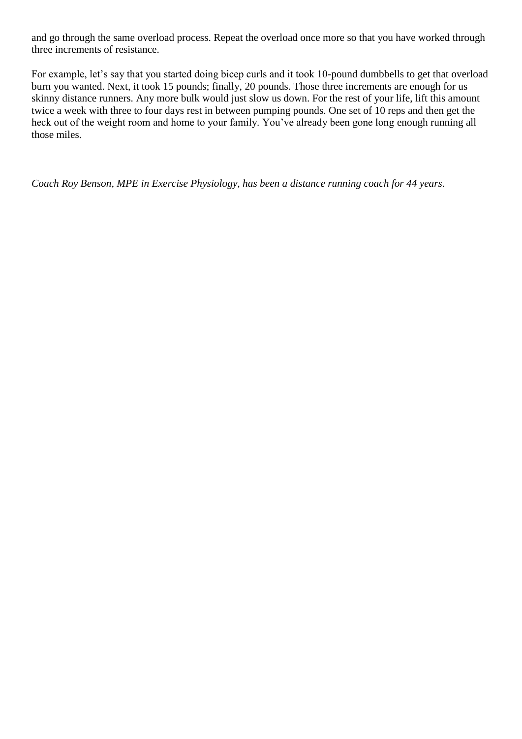and go through the same overload process. Repeat the overload once more so that you have worked through three increments of resistance.

For example, let's say that you started doing bicep curls and it took 10-pound dumbbells to get that overload burn you wanted. Next, it took 15 pounds; finally, 20 pounds. Those three increments are enough for us skinny distance runners. Any more bulk would just slow us down. For the rest of your life, lift this amount twice a week with three to four days rest in between pumping pounds. One set of 10 reps and then get the heck out of the weight room and home to your family. You've already been gone long enough running all those miles.

*Coach Roy Benson, MPE in Exercise Physiology, has been a distance running coach for 44 years.*